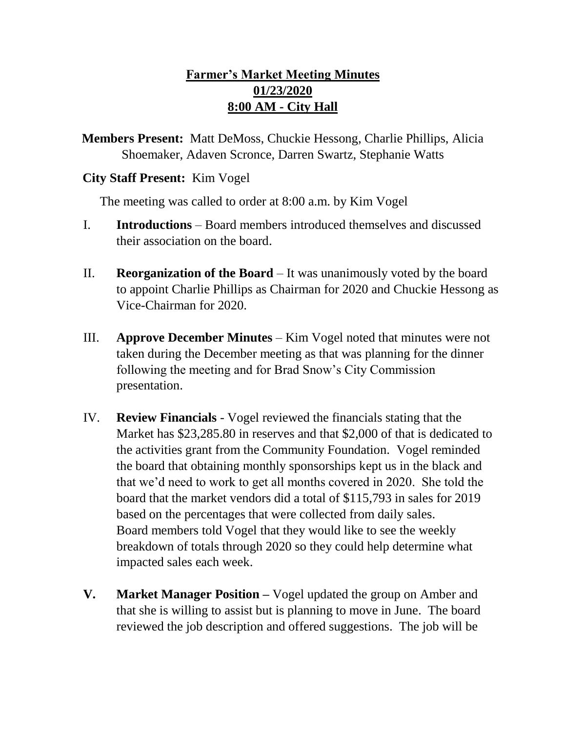# Farmer's Market Meeting Minutes
## 01/23/2020
## 8:00 AM - City Hall

**Members Present:** Matt DeMoss, Chuckie Hessong, Charlie Phillips, Alicia Shoemaker, Adaven Scronce, Darren Swartz, Stephanie Watts

**City Staff Present:** Kim Vogel

The meeting was called to order at 8:00 a.m. by Kim Vogel

I. **Introductions** – Board members introduced themselves and discussed their association on the board.

II. **Reorganization of the Board** – It was unanimously voted by the board to appoint Charlie Phillips as Chairman for 2020 and Chuckie Hessong as Vice-Chairman for 2020.

III. **Approve December Minutes** – Kim Vogel noted that minutes were not taken during the December meeting as that was planning for the dinner following the meeting and for Brad Snow's City Commission presentation.

IV. **Review Financials** - Vogel reviewed the financials stating that the Market has $23,285.80 in reserves and that $2,000 of that is dedicated to the activities grant from the Community Foundation. Vogel reminded the board that obtaining monthly sponsorships kept us in the black and that we'd need to work to get all months covered in 2020. She told the board that the market vendors did a total of $115,793 in sales for 2019 based on the percentages that were collected from daily sales. Board members told Vogel that they would like to see the weekly breakdown of totals through 2020 so they could help determine what impacted sales each week.

**V. Market Manager Position –** Vogel updated the group on Amber and that she is willing to assist but is planning to move in June. The board reviewed the job description and offered suggestions. The job will be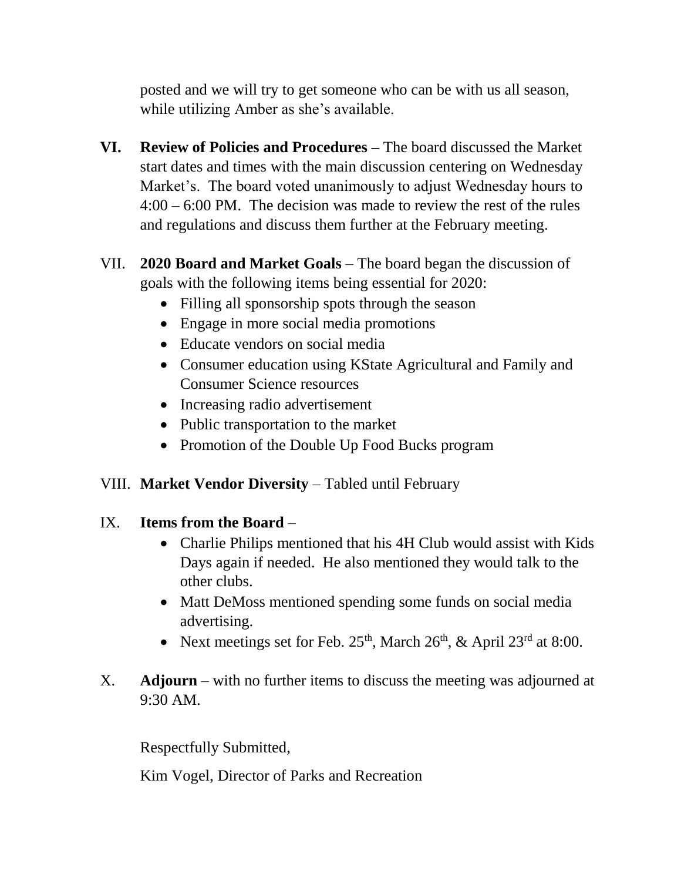posted and we will try to get someone who can be with us all season, while utilizing Amber as she's available.

VI. **Review of Policies and Procedures –** The board discussed the Market start dates and times with the main discussion centering on Wednesday Market's. The board voted unanimously to adjust Wednesday hours to 4:00 – 6:00 PM. The decision was made to review the rest of the rules and regulations and discuss them further at the February meeting.

VII. **2020 Board and Market Goals** – The board began the discussion of goals with the following items being essential for 2020:

- Filling all sponsorship spots through the season
- Engage in more social media promotions
- Educate vendors on social media
- Consumer education using KState Agricultural and Family and Consumer Science resources
- Increasing radio advertisement
- Public transportation to the market
- Promotion of the Double Up Food Bucks program

VIII. **Market Vendor Diversity** – Tabled until February

IX. **Items from the Board** –

- Charlie Philips mentioned that his 4H Club would assist with Kids Days again if needed. He also mentioned they would talk to the other clubs.
- Matt DeMoss mentioned spending some funds on social media advertising.
- Next meetings set for Feb. 25th, March 26th, & April 23rd at 8:00.

X. **Adjourn** – with no further items to discuss the meeting was adjourned at 9:30 AM.

Respectfully Submitted,

Kim Vogel, Director of Parks and Recreation